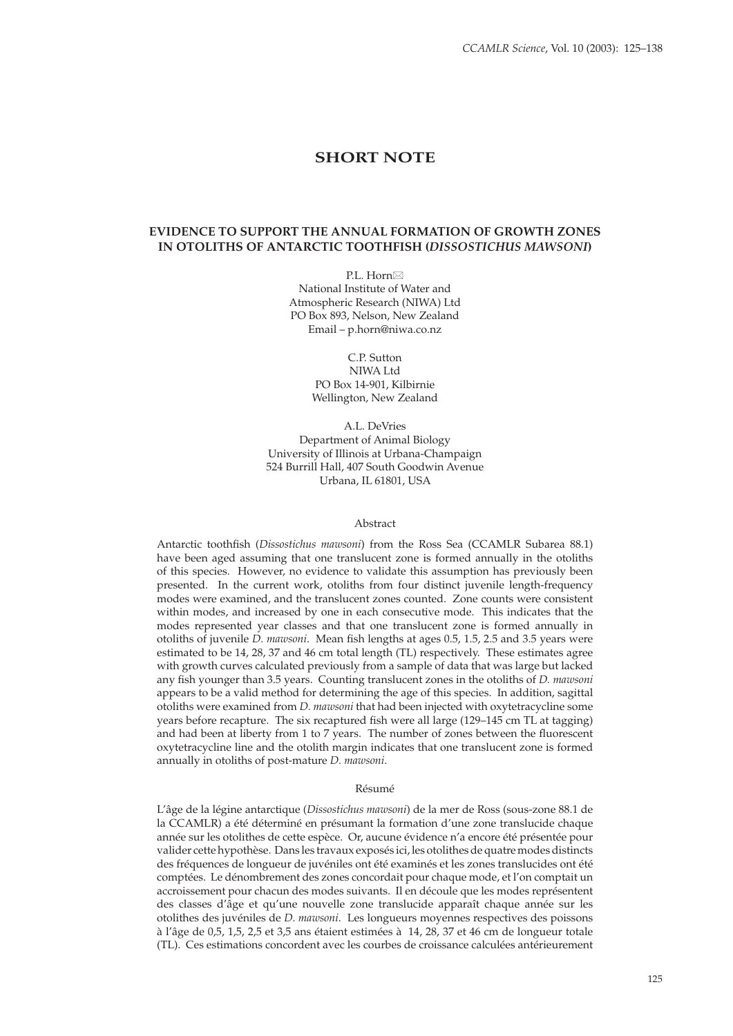## SHORT NOTE

### EVIDENCE TO SUPPORT THE ANNUAL FORMATION OF GROWTH ZONES IN OTOLITHS OF ANTARCTIC TOOTHFISH (*DISSOSTICHUS MAWSONI*)

P.L. Horn✉
National Institute of Water and
Atmospheric Research (NIWA) Ltd
PO Box 893, Nelson, New Zealand
Email – p.horn@niwa.co.nz

C.P. Sutton
NIWA Ltd
PO Box 14-901, Kilbirnie
Wellington, New Zealand

A.L. DeVries
Department of Animal Biology
University of Illinois at Urbana-Champaign
524 Burrill Hall, 407 South Goodwin Avenue
Urbana, IL 61801, USA

#### Abstract

Antarctic toothfish (*Dissostichus mawsoni*) from the Ross Sea (CCAMLR Subarea 88.1) have been aged assuming that one translucent zone is formed annually in the otoliths of this species. However, no evidence to validate this assumption has previously been presented. In the current work, otoliths from four distinct juvenile length-frequency modes were examined, and the translucent zones counted. Zone counts were consistent within modes, and increased by one in each consecutive mode. This indicates that the modes represented year classes and that one translucent zone is formed annually in otoliths of juvenile *D. mawsoni*. Mean fish lengths at ages 0.5, 1.5, 2.5 and 3.5 years were estimated to be 14, 28, 37 and 46 cm total length (TL) respectively. These estimates agree with growth curves calculated previously from a sample of data that was large but lacked any fish younger than 3.5 years. Counting translucent zones in the otoliths of *D. mawsoni* appears to be a valid method for determining the age of this species. In addition, sagittal otoliths were examined from *D. mawsoni* that had been injected with oxytetracycline some years before recapture. The six recaptured fish were all large (129–145 cm TL at tagging) and had been at liberty from 1 to 7 years. The number of zones between the fluorescent oxytetracycline line and the otolith margin indicates that one translucent zone is formed annually in otoliths of post-mature *D. mawsoni*.

#### Résumé

L'âge de la légine antarctique (*Dissostichus mawsoni*) de la mer de Ross (sous-zone 88.1 de la CCAMLR) a été déterminé en présumant la formation d'une zone translucide chaque année sur les otolithes de cette espèce. Or, aucune évidence n'a encore été présentée pour valider cette hypothèse. Dans les travaux exposés ici, les otolithes de quatre modes distincts des fréquences de longueur de juvéniles ont été examinés et les zones translucides ont été comptées. Le dénombrement des zones concordait pour chaque mode, et l'on comptait un accroissement pour chacun des modes suivants. Il en découle que les modes représentent des classes d'âge et qu'une nouvelle zone translucide apparaît chaque année sur les otolithes des juvéniles de *D. mawsoni*. Les longueurs moyennes respectives des poissons à l'âge de 0,5, 1,5, 2,5 et 3,5 ans étaient estimées à 14, 28, 37 et 46 cm de longueur totale (TL). Ces estimations concordent avec les courbes de croissance calculées antérieurement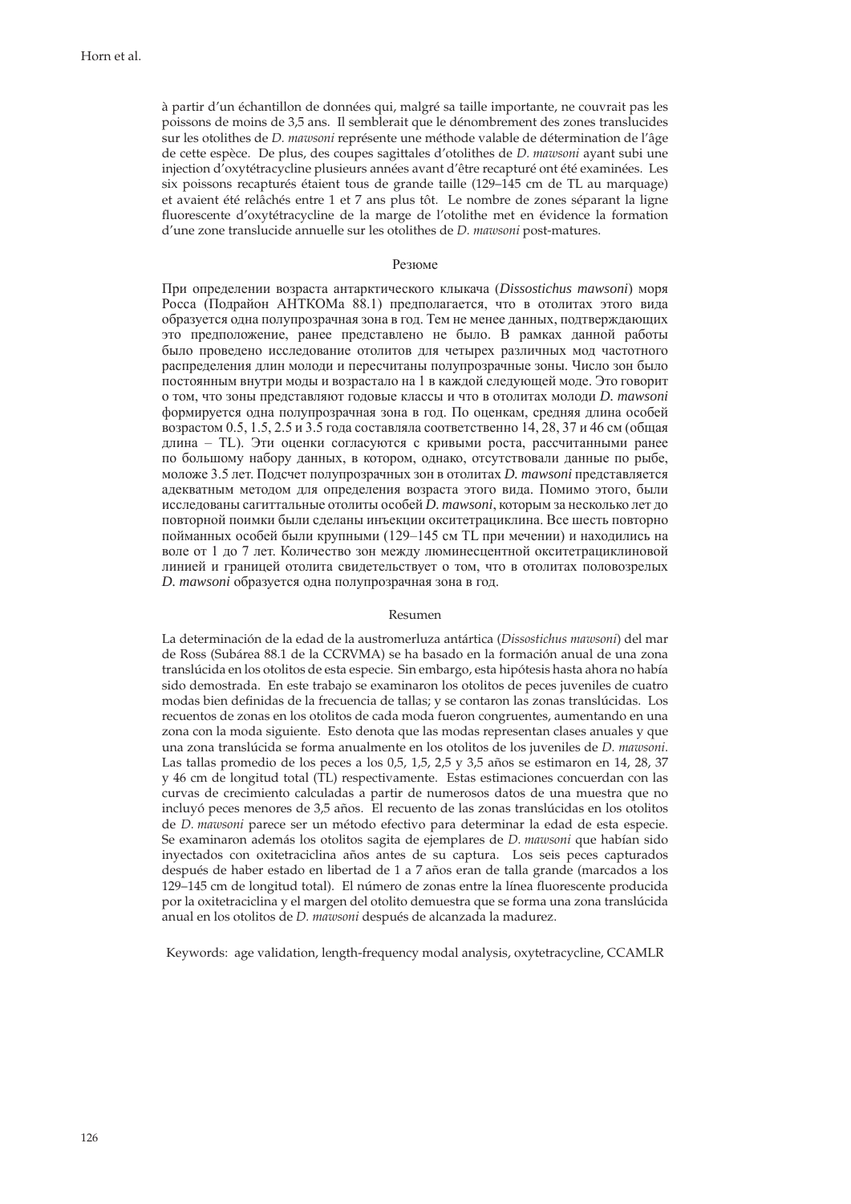à partir d'un échantillon de données qui, malgré sa taille importante, ne couvrait pas les poissons de moins de 3,5 ans. Il semblerait que le dénombrement des zones translucides sur les otolithes de *D. mawsoni* représente une méthode valable de détermination de l'âge de cette espèce. De plus, des coupes sagittales d'otolithes de *D. mawsoni* ayant subi une injection d'oxytétracycline plusieurs années avant d'être recapturé ont été examinées. Les six poissons recapturés étaient tous de grande taille (129–145 cm de TL au marquage) et avaient été relâchés entre 1 et 7 ans plus tôt. Le nombre de zones séparant la ligne fluorescente d'oxytétracycline de la marge de l'otolithe met en évidence la formation d'une zone translucide annuelle sur les otolithes de *D. mawsoni* post-matures.

## Резюме

При определении возраста антарктического клыкача (*Dissostichus mawsoni*) моря Росса (Подрайон АНТКОМа 88.1) предполагается, что в отолитах этого вида образуется одна полупрозрачная зона в год. Тем не менее данных, подтверждающих это предположение, ранее представлено не было. В рамках данной работы было проведено исследование отолитов для четырех различных мод частотного распределения длин молоди и пересчитаны полупрозрачные зоны. Число зон было постоянным внутри моды и возрастало на 1 в каждой следующей моде. Это говорит о том, что зоны представляют годовые классы и что в отолитах молоди *D. mawsoni* формируется одна полупрозрачная зона в год. По оценкам, средняя длина особей возрастом 0.5, 1.5, 2.5 и 3.5 года составляла соответственно 14, 28, 37 и 46 см (общая длина – TL). Эти оценки согласуются с кривыми роста, рассчитанными ранее по большому набору данных, в котором, однако, отсутствовали данные по рыбе, моложе 3.5 лет. Подсчет полупрозрачных зон в отолитах *D. mawsoni* представляется адекватным методом для определения возраста этого вида. Помимо этого, были исследованы сагиттальные отолиты особей *D. mawsoni*, которым за несколько лет до повторной поимки были сделаны инъекции окситетрациклина. Все шесть повторно пойманных особей были крупными (129–145 см TL при мечении) и находились на воле от 1 до 7 лет. Количество зон между люминесцентной окситетрациклиновой линией и границей отолита свидетельствует о том, что в отолитах половозрелых *D. mawsoni* образуется одна полупрозрачная зона в год.

## Resumen

La determinación de la edad de la austromerluza antártica (*Dissostichus mawsoni*) del mar de Ross (Subárea 88.1 de la CCRVMA) se ha basado en la formación anual de una zona translúcida en los otolitos de esta especie. Sin embargo, esta hipótesis hasta ahora no había sido demostrada. En este trabajo se examinaron los otolitos de peces juveniles de cuatro modas bien definidas de la frecuencia de tallas; y se contaron las zonas translúcidas. Los recuentos de zonas en los otolitos de cada moda fueron congruentes, aumentando en una zona con la moda siguiente. Esto denota que las modas representan clases anuales y que una zona translúcida se forma anualmente en los otolitos de los juveniles de *D. mawsoni*. Las tallas promedio de los peces a los 0,5, 1,5, 2,5 y 3,5 años se estimaron en 14, 28, 37 y 46 cm de longitud total (TL) respectivamente. Estas estimaciones concuerdan con las curvas de crecimiento calculadas a partir de numerosos datos de una muestra que no incluyó peces menores de 3,5 años. El recuento de las zonas translúcidas en los otolitos de *D. mawsoni* parece ser un método efectivo para determinar la edad de esta especie. Se examinaron además los otolitos sagita de ejemplares de *D. mawsoni* que habían sido inyectados con oxitetraciclina años antes de su captura. Los seis peces capturados después de haber estado en libertad de 1 a 7 años eran de talla grande (marcados a los 129–145 cm de longitud total). El número de zonas entre la línea fluorescente producida por la oxitetraciclina y el margen del otolito demuestra que se forma una zona translúcida anual en los otolitos de *D. mawsoni* después de alcanzada la madurez.

Keywords: age validation, length-frequency modal analysis, oxytetracycline, CCAMLR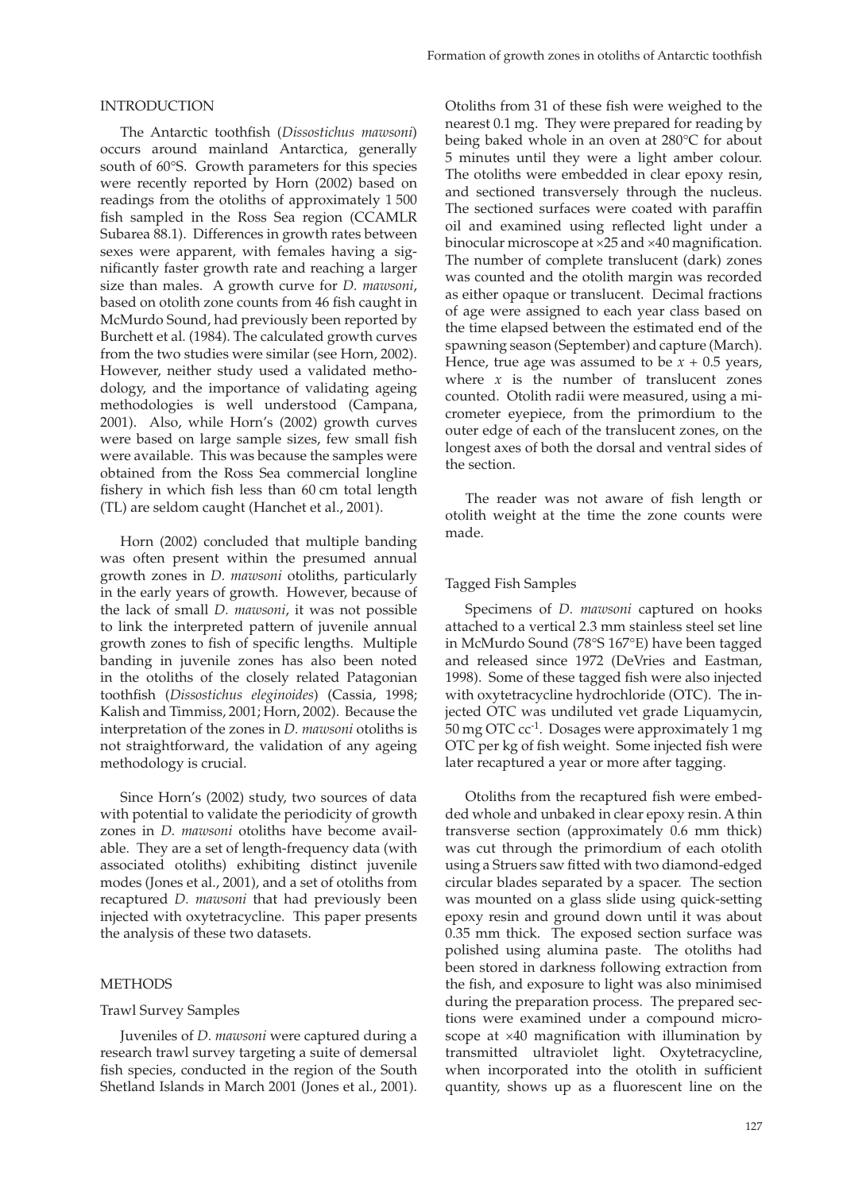## INTRODUCTION

The Antarctic toothfish (*Dissostichus mawsoni*) occurs around mainland Antarctica, generally south of 60°S. Growth parameters for this species were recently reported by Horn (2002) based on readings from the otoliths of approximately 1 500 fish sampled in the Ross Sea region (CCAMLR Subarea 88.1). Differences in growth rates between sexes were apparent, with females having a significantly faster growth rate and reaching a larger size than males. A growth curve for *D. mawsoni*, based on otolith zone counts from 46 fish caught in McMurdo Sound, had previously been reported by Burchett et al. (1984). The calculated growth curves from the two studies were similar (see Horn, 2002). However, neither study used a validated methodology, and the importance of validating ageing methodologies is well understood (Campana, 2001). Also, while Horn's (2002) growth curves were based on large sample sizes, few small fish were available. This was because the samples were obtained from the Ross Sea commercial longline fishery in which fish less than 60 cm total length (TL) are seldom caught (Hanchet et al., 2001).

Horn (2002) concluded that multiple banding was often present within the presumed annual growth zones in *D. mawsoni* otoliths, particularly in the early years of growth. However, because of the lack of small *D. mawsoni*, it was not possible to link the interpreted pattern of juvenile annual growth zones to fish of specific lengths. Multiple banding in juvenile zones has also been noted in the otoliths of the closely related Patagonian toothfish (*Dissostichus eleginoides*) (Cassia, 1998; Kalish and Timmiss, 2001; Horn, 2002). Because the interpretation of the zones in *D. mawsoni* otoliths is not straightforward, the validation of any ageing methodology is crucial.

Since Horn's (2002) study, two sources of data with potential to validate the periodicity of growth zones in *D. mawsoni* otoliths have become available. They are a set of length-frequency data (with associated otoliths) exhibiting distinct juvenile modes (Jones et al., 2001), and a set of otoliths from recaptured *D. mawsoni* that had previously been injected with oxytetracycline. This paper presents the analysis of these two datasets.

## METHODS

### Trawl Survey Samples

Juveniles of *D. mawsoni* were captured during a research trawl survey targeting a suite of demersal fish species, conducted in the region of the South Shetland Islands in March 2001 (Jones et al., 2001). Otoliths from 31 of these fish were weighed to the nearest 0.1 mg. They were prepared for reading by being baked whole in an oven at 280°C for about 5 minutes until they were a light amber colour. The otoliths were embedded in clear epoxy resin, and sectioned transversely through the nucleus. The sectioned surfaces were coated with paraffin oil and examined using reflected light under a binocular microscope at ×25 and ×40 magnification. The number of complete translucent (dark) zones was counted and the otolith margin was recorded as either opaque or translucent. Decimal fractions of age were assigned to each year class based on the time elapsed between the estimated end of the spawning season (September) and capture (March). Hence, true age was assumed to be $x + 0.5$ years, where $x$ is the number of translucent zones counted. Otolith radii were measured, using a micrometer eyepiece, from the primordium to the outer edge of each of the translucent zones, on the longest axes of both the dorsal and ventral sides of the section.

The reader was not aware of fish length or otolith weight at the time the zone counts were made.

### Tagged Fish Samples

Specimens of *D. mawsoni* captured on hooks attached to a vertical 2.3 mm stainless steel set line in McMurdo Sound (78°S 167°E) have been tagged and released since 1972 (DeVries and Eastman, 1998). Some of these tagged fish were also injected with oxytetracycline hydrochloride (OTC). The injected OTC was undiluted vet grade Liquamycin, 50 mg OTC $cc^{-1}$. Dosages were approximately 1 mg OTC per kg of fish weight. Some injected fish were later recaptured a year or more after tagging.

Otoliths from the recaptured fish were embedded whole and unbaked in clear epoxy resin. A thin transverse section (approximately 0.6 mm thick) was cut through the primordium of each otolith using a Struers saw fitted with two diamond-edged circular blades separated by a spacer. The section was mounted on a glass slide using quick-setting epoxy resin and ground down until it was about 0.35 mm thick. The exposed section surface was polished using alumina paste. The otoliths had been stored in darkness following extraction from the fish, and exposure to light was also minimised during the preparation process. The prepared sections were examined under a compound microscope at ×40 magnification with illumination by transmitted ultraviolet light. Oxytetracycline, when incorporated into the otolith in sufficient quantity, shows up as a fluorescent line on the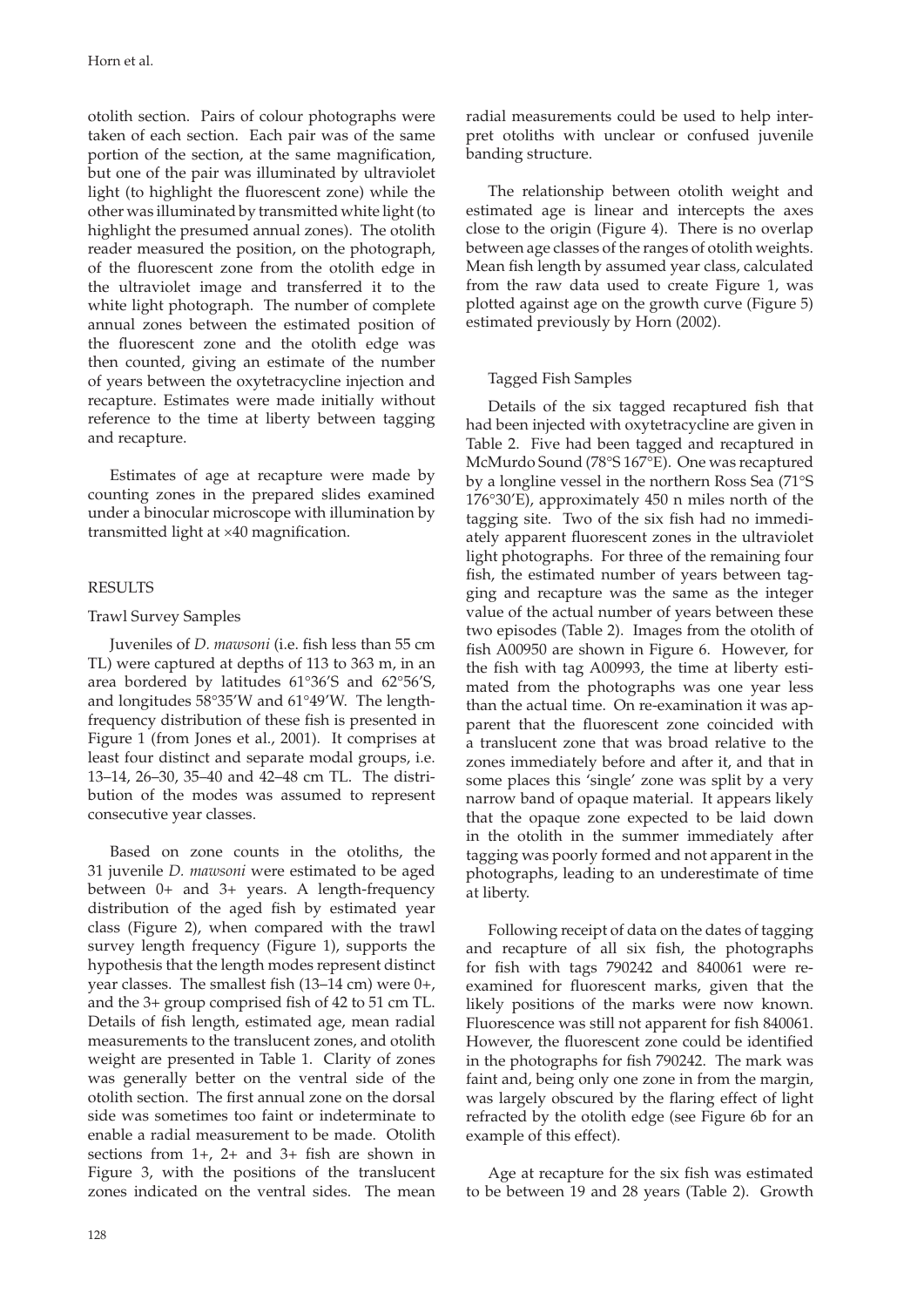otolith section. Pairs of colour photographs were taken of each section. Each pair was of the same portion of the section, at the same magnification, but one of the pair was illuminated by ultraviolet light (to highlight the fluorescent zone) while the other was illuminated by transmitted white light (to highlight the presumed annual zones). The otolith reader measured the position, on the photograph, of the fluorescent zone from the otolith edge in the ultraviolet image and transferred it to the white light photograph. The number of complete annual zones between the estimated position of the fluorescent zone and the otolith edge was then counted, giving an estimate of the number of years between the oxytetracycline injection and recapture. Estimates were made initially without reference to the time at liberty between tagging and recapture.

Estimates of age at recapture were made by counting zones in the prepared slides examined under a binocular microscope with illumination by transmitted light at ×40 magnification.

## RESULTS

### Trawl Survey Samples

Juveniles of *D. mawsoni* (i.e. fish less than 55 cm TL) were captured at depths of 113 to 363 m, in an area bordered by latitudes 61°36'S and 62°56'S, and longitudes 58°35'W and 61°49'W. The length-frequency distribution of these fish is presented in Figure 1 (from Jones et al., 2001). It comprises at least four distinct and separate modal groups, i.e. 13–14, 26–30, 35–40 and 42–48 cm TL. The distribution of the modes was assumed to represent consecutive year classes.

Based on zone counts in the otoliths, the 31 juvenile *D. mawsoni* were estimated to be aged between 0+ and 3+ years. A length-frequency distribution of the aged fish by estimated year class (Figure 2), when compared with the trawl survey length frequency (Figure 1), supports the hypothesis that the length modes represent distinct year classes. The smallest fish (13–14 cm) were 0+, and the 3+ group comprised fish of 42 to 51 cm TL. Details of fish length, estimated age, mean radial measurements to the translucent zones, and otolith weight are presented in Table 1. Clarity of zones was generally better on the ventral side of the otolith section. The first annual zone on the dorsal side was sometimes too faint or indeterminate to enable a radial measurement to be made. Otolith sections from 1+, 2+ and 3+ fish are shown in Figure 3, with the positions of the translucent zones indicated on the ventral sides. The mean radial measurements could be used to help interpret otoliths with unclear or confused juvenile banding structure.

The relationship between otolith weight and estimated age is linear and intercepts the axes close to the origin (Figure 4). There is no overlap between age classes of the ranges of otolith weights. Mean fish length by assumed year class, calculated from the raw data used to create Figure 1, was plotted against age on the growth curve (Figure 5) estimated previously by Horn (2002).

### Tagged Fish Samples

Details of the six tagged recaptured fish that had been injected with oxytetracycline are given in Table 2. Five had been tagged and recaptured in McMurdo Sound (78°S 167°E). One was recaptured by a longline vessel in the northern Ross Sea (71°S 176°30'E), approximately 450 n miles north of the tagging site. Two of the six fish had no immediately apparent fluorescent zones in the ultraviolet light photographs. For three of the remaining four fish, the estimated number of years between tagging and recapture was the same as the integer value of the actual number of years between these two episodes (Table 2). Images from the otolith of fish A00950 are shown in Figure 6. However, for the fish with tag A00993, the time at liberty estimated from the photographs was one year less than the actual time. On re-examination it was apparent that the fluorescent zone coincided with a translucent zone that was broad relative to the zones immediately before and after it, and that in some places this 'single' zone was split by a very narrow band of opaque material. It appears likely that the opaque zone expected to be laid down in the otolith in the summer immediately after tagging was poorly formed and not apparent in the photographs, leading to an underestimate of time at liberty.

Following receipt of data on the dates of tagging and recapture of all six fish, the photographs for fish with tags 790242 and 840061 were re-examined for fluorescent marks, given that the likely positions of the marks were now known. Fluorescence was still not apparent for fish 840061. However, the fluorescent zone could be identified in the photographs for fish 790242. The mark was faint and, being only one zone in from the margin, was largely obscured by the flaring effect of light refracted by the otolith edge (see Figure 6b for an example of this effect).

Age at recapture for the six fish was estimated to be between 19 and 28 years (Table 2). Growth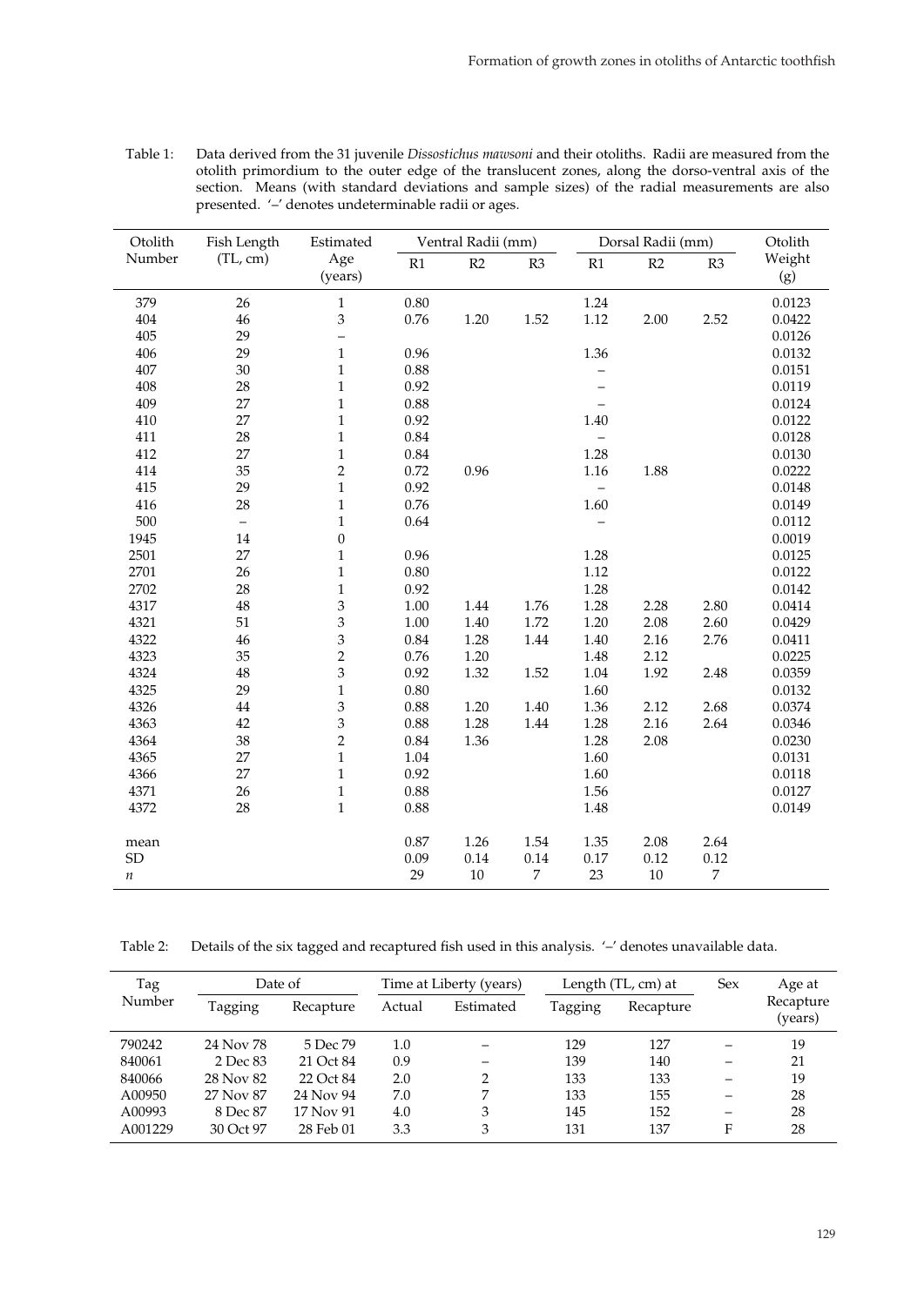Table 1: Data derived from the 31 juvenile *Dissostichus mawsoni* and their otoliths. Radii are measured from the otolith primordium to the outer edge of the translucent zones, along the dorso-ventral axis of the section. Means (with standard deviations and sample sizes) of the radial measurements are also presented. '–' denotes undeterminable radii or ages.

| Otolith Number | Fish Length (TL, cm) | Estimated Age (years) | Ventral Radii (mm) | | | Dorsal Radii (mm) | | | Otolith Weight (g) |
|---|---|---|---|---|---|---|---|---|---|
| | | | R1 | R2 | R3 | R1 | R2 | R3 | |
| 379 | 26 | 1 | 0.80 | | | 1.24 | | | 0.0123 |
| 404 | 46 | 3 | 0.76 | 1.20 | 1.52 | 1.12 | 2.00 | 2.52 | 0.0422 |
| 405 | 29 | – | | | | | | | 0.0126 |
| 406 | 29 | 1 | 0.96 | | | 1.36 | | | 0.0132 |
| 407 | 30 | 1 | 0.88 | | | – | | | 0.0151 |
| 408 | 28 | 1 | 0.92 | | | – | | | 0.0119 |
| 409 | 27 | 1 | 0.88 | | | – | | | 0.0124 |
| 410 | 27 | 1 | 0.92 | | | 1.40 | | | 0.0122 |
| 411 | 28 | 1 | 0.84 | | | – | | | 0.0128 |
| 412 | 27 | 1 | 0.84 | | | 1.28 | | | 0.0130 |
| 414 | 35 | 2 | 0.72 | 0.96 | | 1.16 | 1.88 | | 0.0222 |
| 415 | 29 | 1 | 0.92 | | | – | | | 0.0148 |
| 416 | 28 | 1 | 0.76 | | | 1.60 | | | 0.0149 |
| 500 | – | 1 | 0.64 | | | – | | | 0.0112 |
| 1945 | 14 | 0 | | | | | | | 0.0019 |
| 2501 | 27 | 1 | 0.96 | | | 1.28 | | | 0.0125 |
| 2701 | 26 | 1 | 0.80 | | | 1.12 | | | 0.0122 |
| 2702 | 28 | 1 | 0.92 | | | 1.28 | | | 0.0142 |
| 4317 | 48 | 3 | 1.00 | 1.44 | 1.76 | 1.28 | 2.28 | 2.80 | 0.0414 |
| 4321 | 51 | 3 | 1.00 | 1.40 | 1.72 | 1.20 | 2.08 | 2.60 | 0.0429 |
| 4322 | 46 | 3 | 0.84 | 1.28 | 1.44 | 1.40 | 2.16 | 2.76 | 0.0411 |
| 4323 | 35 | 2 | 0.76 | 1.20 | | 1.48 | 2.12 | | 0.0225 |
| 4324 | 48 | 3 | 0.92 | 1.32 | 1.52 | 1.04 | 1.92 | 2.48 | 0.0359 |
| 4325 | 29 | 1 | 0.80 | | | 1.60 | | | 0.0132 |
| 4326 | 44 | 3 | 0.88 | 1.20 | 1.40 | 1.36 | 2.12 | 2.68 | 0.0374 |
| 4363 | 42 | 3 | 0.88 | 1.28 | 1.44 | 1.28 | 2.16 | 2.64 | 0.0346 |
| 4364 | 38 | 2 | 0.84 | 1.36 | | 1.28 | 2.08 | | 0.0230 |
| 4365 | 27 | 1 | 1.04 | | | 1.60 | | | 0.0131 |
| 4366 | 27 | 1 | 0.92 | | | 1.60 | | | 0.0118 |
| 4371 | 26 | 1 | 0.88 | | | 1.56 | | | 0.0127 |
| 4372 | 28 | 1 | 0.88 | | | 1.48 | | | 0.0149 |
| mean | | | 0.87 | 1.26 | 1.54 | 1.35 | 2.08 | 2.64 | |
| SD | | | 0.09 | 0.14 | 0.14 | 0.17 | 0.12 | 0.12 | |
| *n* | | | 29 | 10 | 7 | 23 | 10 | 7 | |

Table 2: Details of the six tagged and recaptured fish used in this analysis. '–' denotes unavailable data.

| Tag Number | Date of | | Time at Liberty (years) | | Length (TL, cm) at | | Sex | Age at Recapture (years) |
|---|---|---|---|---|---|---|---|---|
| | Tagging | Recapture | Actual | Estimated | Tagging | Recapture | | |
| 790242 | 24 Nov 78 | 5 Dec 79 | 1.0 | – | 129 | 127 | – | 19 |
| 840061 | 2 Dec 83 | 21 Oct 84 | 0.9 | – | 139 | 140 | – | 21 |
| 840066 | 28 Nov 82 | 22 Oct 84 | 2.0 | 2 | 133 | 133 | – | 19 |
| A00950 | 27 Nov 87 | 24 Nov 94 | 7.0 | 7 | 133 | 155 | – | 28 |
| A00993 | 8 Dec 87 | 17 Nov 91 | 4.0 | 3 | 145 | 152 | – | 28 |
| A001229 | 30 Oct 97 | 28 Feb 01 | 3.3 | 3 | 131 | 137 | F | 28 |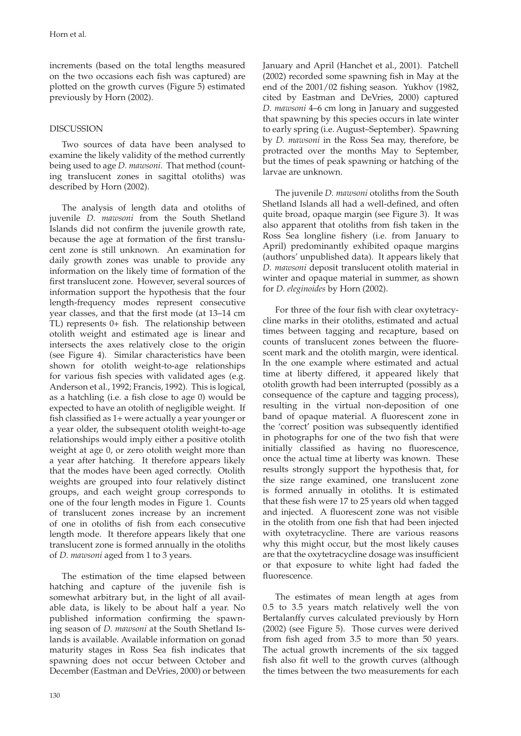increments (based on the total lengths measured on the two occasions each fish was captured) are plotted on the growth curves (Figure 5) estimated previously by Horn (2002).

## DISCUSSION

Two sources of data have been analysed to examine the likely validity of the method currently being used to age *D. mawsoni*. That method (counting translucent zones in sagittal otoliths) was described by Horn (2002).

The analysis of length data and otoliths of juvenile *D. mawsoni* from the South Shetland Islands did not confirm the juvenile growth rate, because the age at formation of the first translucent zone is still unknown. An examination for daily growth zones was unable to provide any information on the likely time of formation of the first translucent zone. However, several sources of information support the hypothesis that the four length-frequency modes represent consecutive year classes, and that the first mode (at 13–14 cm TL) represents 0+ fish. The relationship between otolith weight and estimated age is linear and intersects the axes relatively close to the origin (see Figure 4). Similar characteristics have been shown for otolith weight-to-age relationships for various fish species with validated ages (e.g. Anderson et al., 1992; Francis, 1992). This is logical, as a hatchling (i.e. a fish close to age 0) would be expected to have an otolith of negligible weight. If fish classified as 1+ were actually a year younger or a year older, the subsequent otolith weight-to-age relationships would imply either a positive otolith weight at age 0, or zero otolith weight more than a year after hatching. It therefore appears likely that the modes have been aged correctly. Otolith weights are grouped into four relatively distinct groups, and each weight group corresponds to one of the four length modes in Figure 1. Counts of translucent zones increase by an increment of one in otoliths of fish from each consecutive length mode. It therefore appears likely that one translucent zone is formed annually in the otoliths of *D. mawsoni* aged from 1 to 3 years.

The estimation of the time elapsed between hatching and capture of the juvenile fish is somewhat arbitrary but, in the light of all available data, is likely to be about half a year. No published information confirming the spawning season of *D. mawsoni* at the South Shetland Islands is available. Available information on gonad maturity stages in Ross Sea fish indicates that spawning does not occur between October and December (Eastman and DeVries, 2000) or between January and April (Hanchet et al., 2001). Patchell (2002) recorded some spawning fish in May at the end of the 2001/02 fishing season. Yukhov (1982, cited by Eastman and DeVries, 2000) captured *D. mawsoni* 4–6 cm long in January and suggested that spawning by this species occurs in late winter to early spring (i.e. August–September). Spawning by *D. mawsoni* in the Ross Sea may, therefore, be protracted over the months May to September, but the times of peak spawning or hatching of the larvae are unknown.

The juvenile *D. mawsoni* otoliths from the South Shetland Islands all had a well-defined, and often quite broad, opaque margin (see Figure 3). It was also apparent that otoliths from fish taken in the Ross Sea longline fishery (i.e. from January to April) predominantly exhibited opaque margins (authors' unpublished data). It appears likely that *D. mawsoni* deposit translucent otolith material in winter and opaque material in summer, as shown for *D. eleginoides* by Horn (2002).

For three of the four fish with clear oxytetracycline marks in their otoliths, estimated and actual times between tagging and recapture, based on counts of translucent zones between the fluorescent mark and the otolith margin, were identical. In the one example where estimated and actual time at liberty differed, it appeared likely that otolith growth had been interrupted (possibly as a consequence of the capture and tagging process), resulting in the virtual non-deposition of one band of opaque material. A fluorescent zone in the 'correct' position was subsequently identified in photographs for one of the two fish that were initially classified as having no fluorescence, once the actual time at liberty was known. These results strongly support the hypothesis that, for the size range examined, one translucent zone is formed annually in otoliths. It is estimated that these fish were 17 to 25 years old when tagged and injected. A fluorescent zone was not visible in the otolith from one fish that had been injected with oxytetracycline. There are various reasons why this might occur, but the most likely causes are that the oxytetracycline dosage was insufficient or that exposure to white light had faded the fluorescence.

The estimates of mean length at ages from 0.5 to 3.5 years match relatively well the von Bertalanffy curves calculated previously by Horn (2002) (see Figure 5). Those curves were derived from fish aged from 3.5 to more than 50 years. The actual growth increments of the six tagged fish also fit well to the growth curves (although the times between the two measurements for each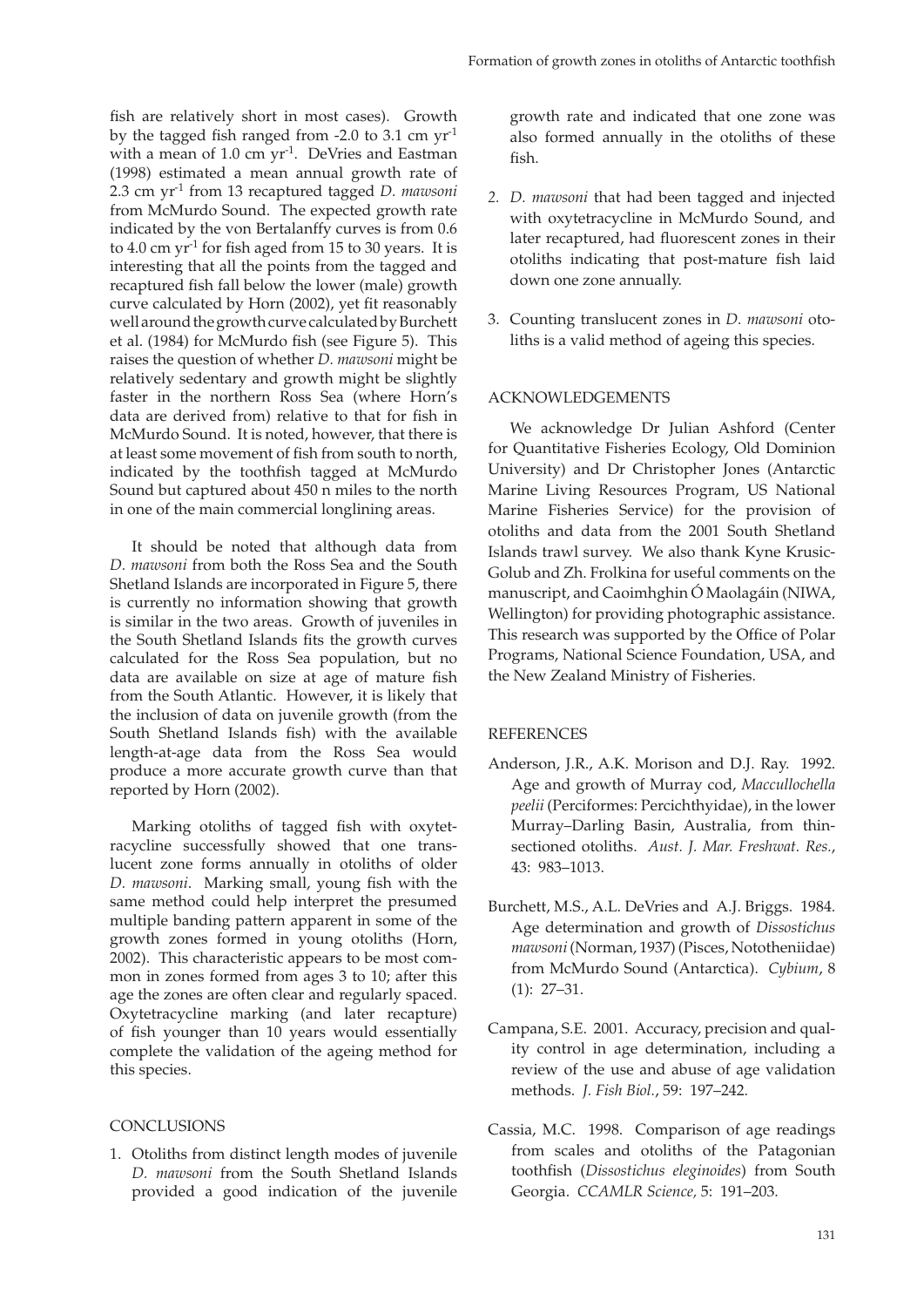fish are relatively short in most cases). Growth by the tagged fish ranged from -2.0 to 3.1 cm $yr^{-1}$ with a mean of 1.0 cm $yr^{-1}$. DeVries and Eastman (1998) estimated a mean annual growth rate of 2.3 cm $yr^{-1}$ from 13 recaptured tagged *D. mawsoni* from McMurdo Sound. The expected growth rate indicated by the von Bertalanffy curves is from 0.6 to 4.0 cm $yr^{-1}$ for fish aged from 15 to 30 years. It is interesting that all the points from the tagged and recaptured fish fall below the lower (male) growth curve calculated by Horn (2002), yet fit reasonably well around the growth curve calculated by Burchett et al. (1984) for McMurdo fish (see Figure 5). This raises the question of whether *D. mawsoni* might be relatively sedentary and growth might be slightly faster in the northern Ross Sea (where Horn's data are derived from) relative to that for fish in McMurdo Sound. It is noted, however, that there is at least some movement of fish from south to north, indicated by the toothfish tagged at McMurdo Sound but captured about 450 n miles to the north in one of the main commercial longlining areas.

It should be noted that although data from *D. mawsoni* from both the Ross Sea and the South Shetland Islands are incorporated in Figure 5, there is currently no information showing that growth is similar in the two areas. Growth of juveniles in the South Shetland Islands fits the growth curves calculated for the Ross Sea population, but no data are available on size at age of mature fish from the South Atlantic. However, it is likely that the inclusion of data on juvenile growth (from the South Shetland Islands fish) with the available length-at-age data from the Ross Sea would produce a more accurate growth curve than that reported by Horn (2002).

Marking otoliths of tagged fish with oxytetracycline successfully showed that one translucent zone forms annually in otoliths of older *D. mawsoni*. Marking small, young fish with the same method could help interpret the presumed multiple banding pattern apparent in some of the growth zones formed in young otoliths (Horn, 2002). This characteristic appears to be most common in zones formed from ages 3 to 10; after this age the zones are often clear and regularly spaced. Oxytetracycline marking (and later recapture) of fish younger than 10 years would essentially complete the validation of the ageing method for this species.

## CONCLUSIONS

1. Otoliths from distinct length modes of juvenile *D. mawsoni* from the South Shetland Islands provided a good indication of the juvenile growth rate and indicated that one zone was also formed annually in the otoliths of these fish.
2. *D. mawsoni* that had been tagged and injected with oxytetracycline in McMurdo Sound, and later recaptured, had fluorescent zones in their otoliths indicating that post-mature fish laid down one zone annually.
3. Counting translucent zones in *D. mawsoni* otoliths is a valid method of ageing this species.

## ACKNOWLEDGEMENTS

We acknowledge Dr Julian Ashford (Center for Quantitative Fisheries Ecology, Old Dominion University) and Dr Christopher Jones (Antarctic Marine Living Resources Program, US National Marine Fisheries Service) for the provision of otoliths and data from the 2001 South Shetland Islands trawl survey. We also thank Kyne Krusic-Golub and Zh. Frolkina for useful comments on the manuscript, and Caoimhghin Ó Maolagáin (NIWA, Wellington) for providing photographic assistance. This research was supported by the Office of Polar Programs, National Science Foundation, USA, and the New Zealand Ministry of Fisheries.

## REFERENCES

Anderson, J.R., A.K. Morison and D.J. Ray. 1992. Age and growth of Murray cod, *Maccullochella peelii* (Perciformes: Percichthyidae), in the lower Murray–Darling Basin, Australia, from thin-sectioned otoliths. *Aust. J. Mar. Freshwat. Res.*, 43: 983–1013.

Burchett, M.S., A.L. DeVries and A.J. Briggs. 1984. Age determination and growth of *Dissostichus mawsoni* (Norman, 1937) (Pisces, Nototheniidae) from McMurdo Sound (Antarctica). *Cybium*, 8 (1): 27–31.

Campana, S.E. 2001. Accuracy, precision and quality control in age determination, including a review of the use and abuse of age validation methods. *J. Fish Biol.*, 59: 197–242.

Cassia, M.C. 1998. Comparison of age readings from scales and otoliths of the Patagonian toothfish (*Dissostichus eleginoides*) from South Georgia. *CCAMLR Science,* 5: 191–203.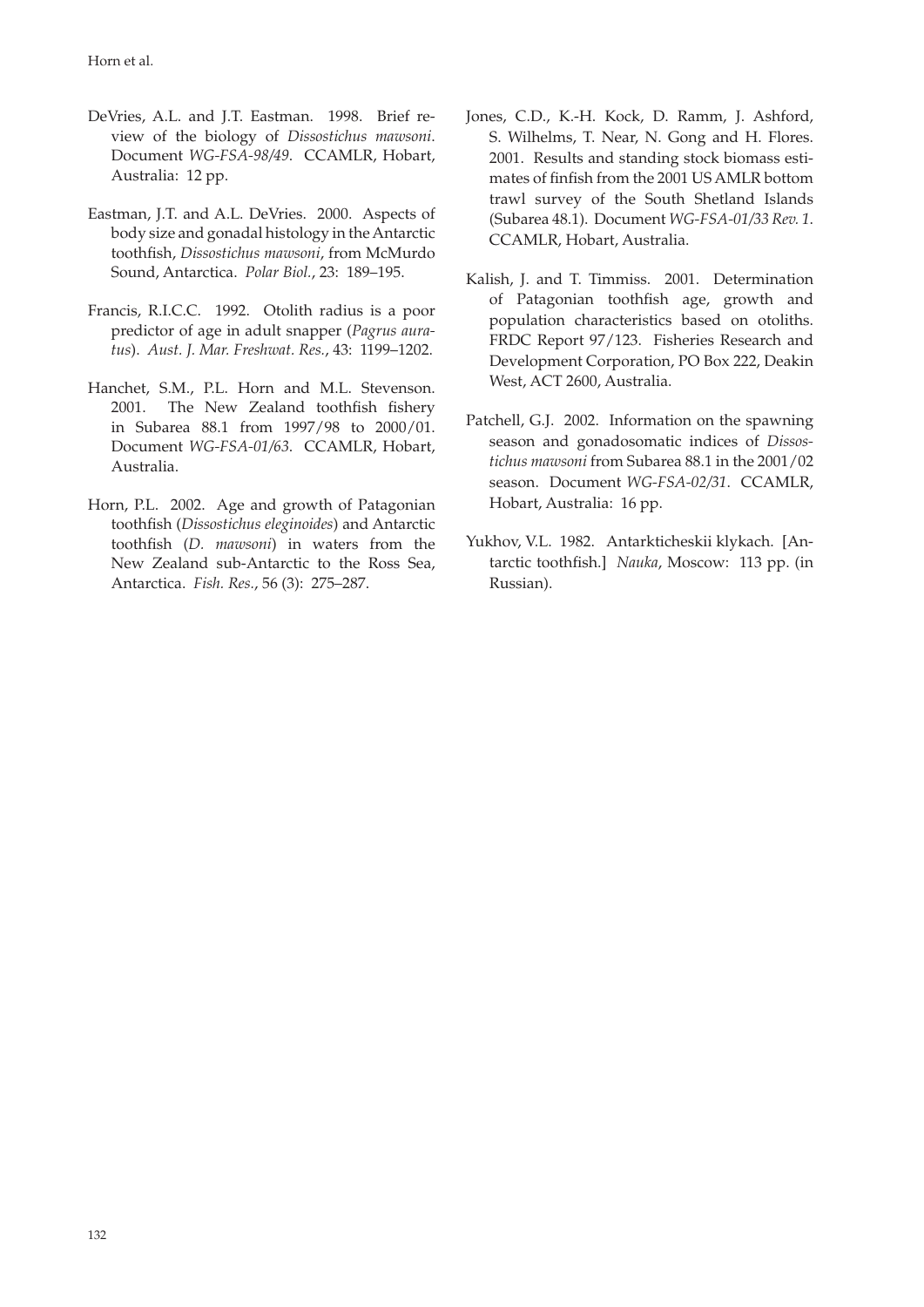DeVries, A.L. and J.T. Eastman. 1998. Brief review of the biology of *Dissostichus mawsoni*. Document *WG-FSA-98/49*. CCAMLR, Hobart, Australia: 12 pp.

Eastman, J.T. and A.L. DeVries. 2000. Aspects of body size and gonadal histology in the Antarctic toothfish, *Dissostichus mawsoni*, from McMurdo Sound, Antarctica. *Polar Biol.*, 23: 189–195.

Francis, R.I.C.C. 1992. Otolith radius is a poor predictor of age in adult snapper (*Pagrus auratus*). *Aust. J. Mar. Freshwat. Res.*, 43: 1199–1202.

Hanchet, S.M., P.L. Horn and M.L. Stevenson. 2001. The New Zealand toothfish fishery in Subarea 88.1 from 1997/98 to 2000/01. Document *WG-FSA-01/63*. CCAMLR, Hobart, Australia.

Horn, P.L. 2002. Age and growth of Patagonian toothfish (*Dissostichus eleginoides*) and Antarctic toothfish (*D. mawsoni*) in waters from the New Zealand sub-Antarctic to the Ross Sea, Antarctica. *Fish. Res.*, 56 (3): 275–287.

Jones, C.D., K.-H. Kock, D. Ramm, J. Ashford, S. Wilhelms, T. Near, N. Gong and H. Flores. 2001. Results and standing stock biomass estimates of finfish from the 2001 US AMLR bottom trawl survey of the South Shetland Islands (Subarea 48.1). Document *WG-FSA-01/33 Rev. 1*. CCAMLR, Hobart, Australia.

Kalish, J. and T. Timmiss. 2001. Determination of Patagonian toothfish age, growth and population characteristics based on otoliths. FRDC Report 97/123. Fisheries Research and Development Corporation, PO Box 222, Deakin West, ACT 2600, Australia.

Patchell, G.J. 2002. Information on the spawning season and gonadosomatic indices of *Dissostichus mawsoni* from Subarea 88.1 in the 2001/02 season. Document *WG-FSA-02/31*. CCAMLR, Hobart, Australia: 16 pp.

Yukhov, V.L. 1982. Antarkticheskii klykach. [Antarctic toothfish.] *Nauka*, Moscow: 113 pp. (in Russian).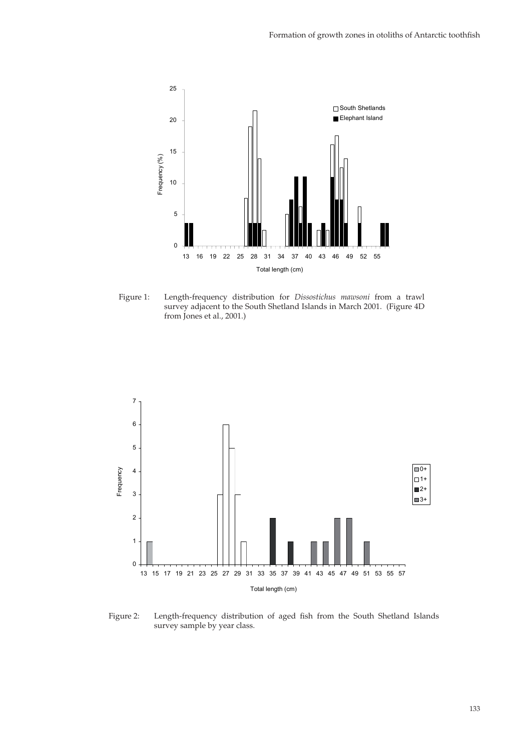Figure 1: Length-frequency distribution for *Dissostichus mawsoni* from a trawl survey adjacent to the South Shetland Islands in March 2001. (Figure 4D from Jones et al., 2001.)

Figure 2: Length-frequency distribution of aged fish from the South Shetland Islands survey sample by year class.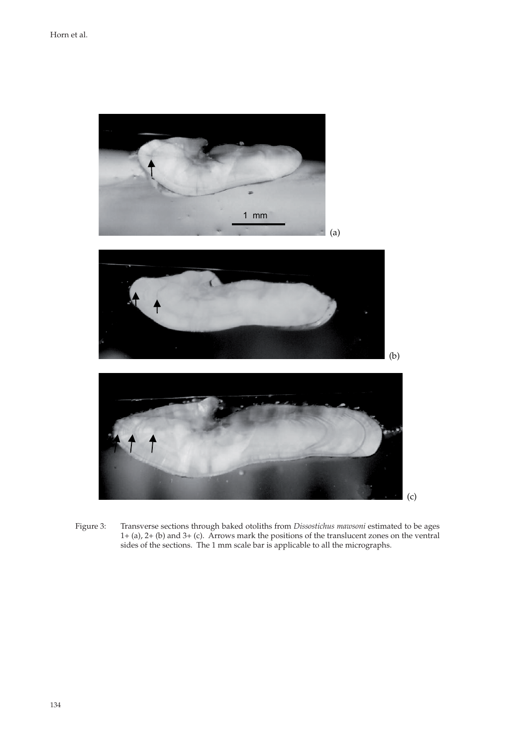Figure 3: Transverse sections through baked otoliths from *Dissostichus mawsoni* estimated to be ages 1+ (a), 2+ (b) and 3+ (c). Arrows mark the positions of the translucent zones on the ventral sides of the sections. The 1 mm scale bar is applicable to all the micrographs.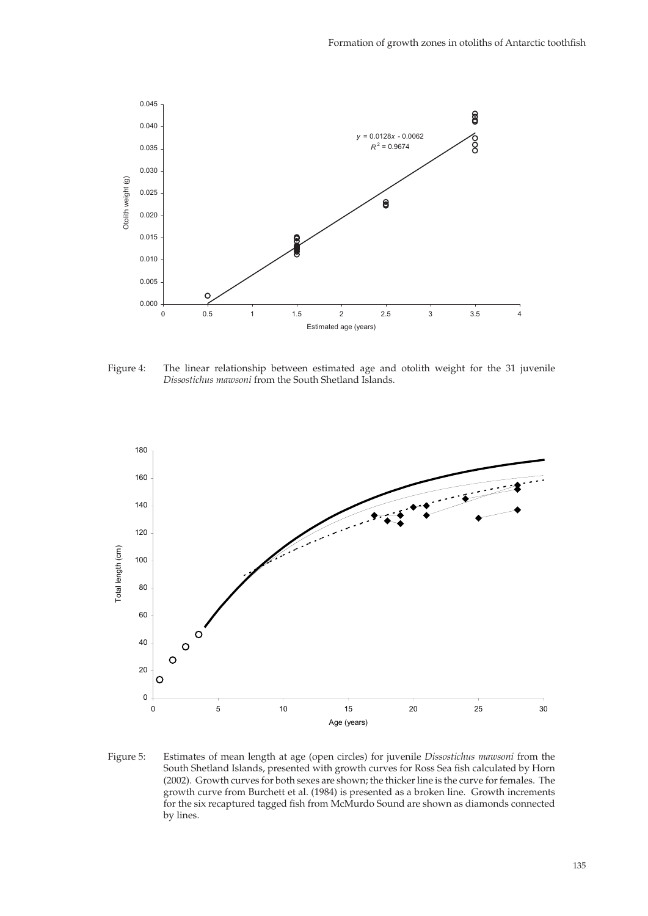Figure 4: The linear relationship between estimated age and otolith weight for the 31 juvenile *Dissostichus mawsoni* from the South Shetland Islands.

Figure 5: Estimates of mean length at age (open circles) for juvenile *Dissostichus mawsoni* from the South Shetland Islands, presented with growth curves for Ross Sea fish calculated by Horn (2002). Growth curves for both sexes are shown; the thicker line is the curve for females. The growth curve from Burchett et al. (1984) is presented as a broken line. Growth increments for the six recaptured tagged fish from McMurdo Sound are shown as diamonds connected by lines.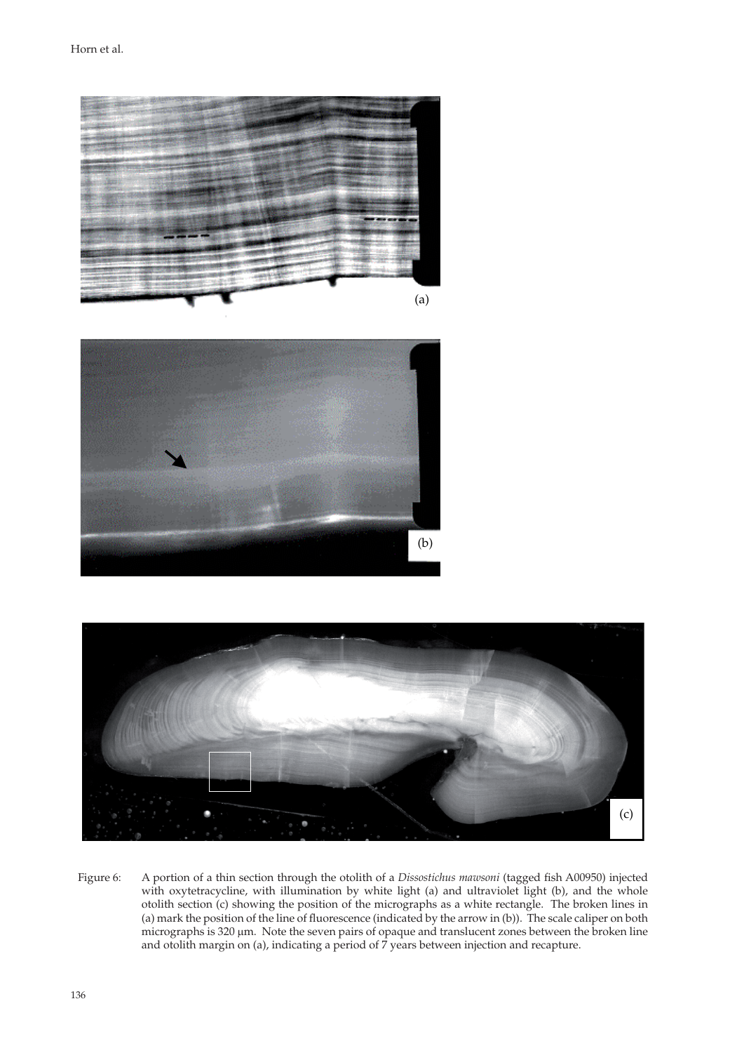Figure 6: A portion of a thin section through the otolith of a *Dissostichus mawsoni* (tagged fish A00950) injected with oxytetracycline, with illumination by white light (a) and ultraviolet light (b), and the whole otolith section (c) showing the position of the micrographs as a white rectangle. The broken lines in (a) mark the position of the line of fluorescence (indicated by the arrow in (b)). The scale caliper on both micrographs is 320 µm. Note the seven pairs of opaque and translucent zones between the broken line and otolith margin on (a), indicating a period of 7 years between injection and recapture.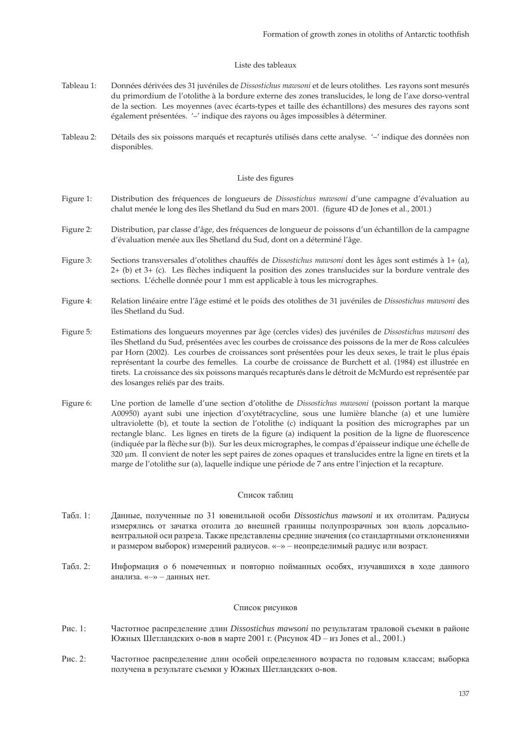## Liste des tableaux

Tableau 1: Données dérivées des 31 juvéniles de *Dissostichus mawsoni* et de leurs otolithes. Les rayons sont mesurés du primordium de l'otolithe à la bordure externe des zones translucides, le long de l'axe dorso-ventral de la section. Les moyennes (avec écarts-types et taille des échantillons) des mesures des rayons sont également présentées. '–' indique des rayons ou âges impossibles à déterminer.

Tableau 2: Détails des six poissons marqués et recapturés utilisés dans cette analyse. '–' indique des données non disponibles.

## Liste des figures

Figure 1: Distribution des fréquences de longueurs de *Dissostichus mawsoni* d'une campagne d'évaluation au chalut menée le long des îles Shetland du Sud en mars 2001. (figure 4D de Jones et al., 2001.)

Figure 2: Distribution, par classe d'âge, des fréquences de longueur de poissons d'un échantillon de la campagne d'évaluation menée aux îles Shetland du Sud, dont on a déterminé l'âge.

Figure 3: Sections transversales d'otolithes chauffés de *Dissostichus mawsoni* dont les âges sont estimés à 1+ (a), 2+ (b) et 3+ (c). Les flèches indiquent la position des zones translucides sur la bordure ventrale des sections. L'échelle donnée pour 1 mm est applicable à tous les micrographes.

Figure 4: Relation linéaire entre l'âge estimé et le poids des otolithes de 31 juvéniles de *Dissostichus mawsoni* des îles Shetland du Sud.

Figure 5: Estimations des longueurs moyennes par âge (cercles vides) des juvéniles de *Dissostichus mawsoni* des îles Shetland du Sud, présentées avec les courbes de croissance des poissons de la mer de Ross calculées par Horn (2002). Les courbes de croissances sont présentées pour les deux sexes, le trait le plus épais représentant la courbe des femelles. La courbe de croissance de Burchett et al. (1984) est illustrée en tirets. La croissance des six poissons marqués recapturés dans le détroit de McMurdo est représentée par des losanges reliés par des traits.

Figure 6: Une portion de lamelle d'une section d'otolithe de *Dissostichus mawsoni* (poisson portant la marque A00950) ayant subi une injection d'oxytétracycline, sous une lumière blanche (a) et une lumière ultraviolette (b), et toute la section de l'otolithe (c) indiquant la position des micrographes par un rectangle blanc. Les lignes en tirets de la figure (a) indiquent la position de la ligne de fluorescence (indiquée par la flèche sur (b)). Sur les deux micrographes, le compas d'épaisseur indique une échelle de 320 µm. Il convient de noter les sept paires de zones opaques et translucides entre la ligne en tirets et la marge de l'otolithe sur (a), laquelle indique une période de 7 ans entre l'injection et la recapture.

## Список таблиц

Табл. 1: Данные, полученные по 31 ювенильной особи *Dissostichus mawsoni* и их отолитам. Радиусы измерялись от зачатка отолита до внешней границы полупрозрачных зон вдоль дорсально-вентральной оси разреза. Также представлены средние значения (со стандартными отклонениями и размером выборок) измерений радиусов. «–» – неопределимый радиус или возраст.

Табл. 2: Информация о 6 помеченных и повторно пойманных особях, изучавшихся в ходе данного анализа. «–» – данных нет.

## Список рисунков

Рис. 1: Частотное распределение длин *Dissostichus mawsoni* по результатам траловой съемки в районе Южных Шетландских о-вов в марте 2001 г. (Рисунок 4D – из Jones et al., 2001.)

Рис. 2: Частотное распределение длин особей определенного возраста по годовым классам; выборка получена в результате съемки у Южных Шетландских о-вов.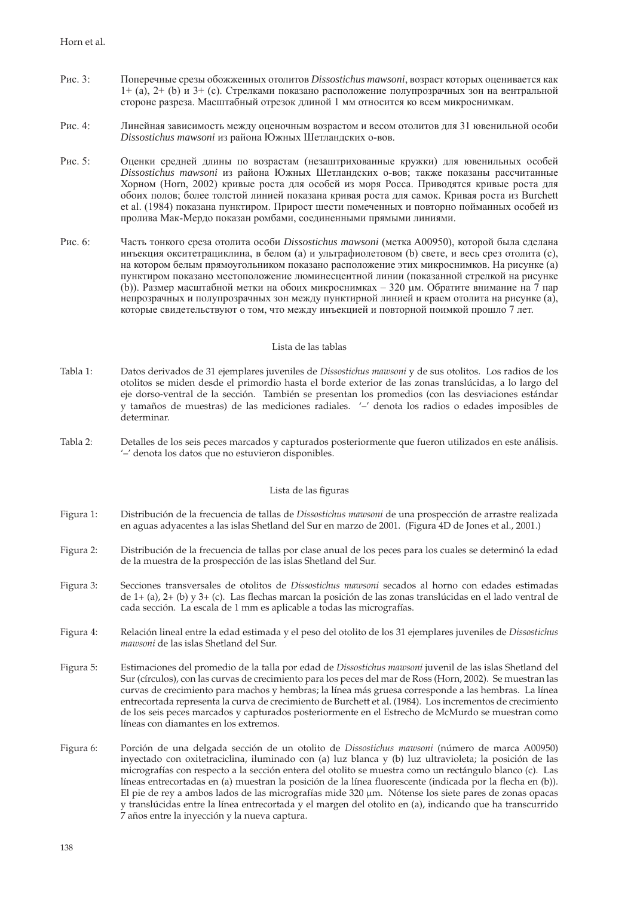Рис. 3: Поперечные срезы обожженных отолитов *Dissostichus mawsoni*, возраст которых оценивается как 1+ (a), 2+ (b) и 3+ (c). Стрелками показано расположение полупрозрачных зон на вентральной стороне разреза. Масштабный отрезок длиной 1 мм относится ко всем микроснимкам.

Рис. 4: Линейная зависимость между оценочным возрастом и весом отолитов для 31 ювенильной особи *Dissostichus mawsoni* из района Южных Шетландских о-вов.

Рис. 5: Оценки средней длины по возрастам (незаштрихованные кружки) для ювенильных особей *Dissostichus mawsoni* из района Южных Шетландских о-вов; также показаны рассчитанные Хорном (Horn, 2002) кривые роста для особей из моря Росса. Приводятся кривые роста для обоих полов; более толстой линией показана кривая роста для самок. Кривая роста из Burchett et al. (1984) показана пунктиром. Прирост шести помеченных и повторно пойманных особей из пролива Мак-Мердо показан ромбами, соединенными прямыми линиями.

Рис. 6: Часть тонкого среза отолита особи *Dissostichus mawsoni* (метка A00950), которой была сделана инъекция окситетрациклина, в белом (a) и ультрафиолетовом (b) свете, и весь срез отолита (c), на котором белым прямоугольником показано расположение этих микроснимков. На рисунке (a) пунктиром показано местоположение люминесцентной линии (показанной стрелкой на рисунке (b)). Размер масштабной метки на обоих микроснимках – 320 μм. Обратите внимание на 7 пар непрозрачных и полупрозрачных зон между пунктирной линией и краем отолита на рисунке (a), которые свидетельствуют о том, что между инъекцией и повторной поимкой прошло 7 лет.

## Lista de las tablas

Tabla 1: Datos derivados de 31 ejemplares juveniles de *Dissostichus mawsoni* y de sus otolitos. Los radios de los otolitos se miden desde el primordio hasta el borde exterior de las zonas translúcidas, a lo largo del eje dorso-ventral de la sección. También se presentan los promedios (con las desviaciones estándar y tamaños de muestras) de las mediciones radiales. '–' denota los radios o edades imposibles de determinar.

Tabla 2: Detalles de los seis peces marcados y capturados posteriormente que fueron utilizados en este análisis. '–' denota los datos que no estuvieron disponibles.

## Lista de las figuras

Figura 1: Distribución de la frecuencia de tallas de *Dissostichus mawsoni* de una prospección de arrastre realizada en aguas adyacentes a las islas Shetland del Sur en marzo de 2001. (Figura 4D de Jones et al., 2001.)

Figura 2: Distribución de la frecuencia de tallas por clase anual de los peces para los cuales se determinó la edad de la muestra de la prospección de las islas Shetland del Sur.

Figura 3: Secciones transversales de otolitos de *Dissostichus mawsoni* secados al horno con edades estimadas de 1+ (a), 2+ (b) y 3+ (c). Las flechas marcan la posición de las zonas translúcidas en el lado ventral de cada sección. La escala de 1 mm es aplicable a todas las micrografías.

Figura 4: Relación lineal entre la edad estimada y el peso del otolito de los 31 ejemplares juveniles de *Dissostichus mawsoni* de las islas Shetland del Sur.

Figura 5: Estimaciones del promedio de la talla por edad de *Dissostichus mawsoni* juvenil de las islas Shetland del Sur (círculos), con las curvas de crecimiento para los peces del mar de Ross (Horn, 2002). Se muestran las curvas de crecimiento para machos y hembras; la línea más gruesa corresponde a las hembras. La línea entrecortada representa la curva de crecimiento de Burchett et al. (1984). Los incrementos de crecimiento de los seis peces marcados y capturados posteriormente en el Estrecho de McMurdo se muestran como líneas con diamantes en los extremos.

Figura 6: Porción de una delgada sección de un otolito de *Dissostichus mawsoni* (número de marca A00950) inyectado con oxitetraciclina, iluminado con (a) luz blanca y (b) luz ultravioleta; la posición de las micrografías con respecto a la sección entera del otolito se muestra como un rectángulo blanco (c). Las líneas entrecortadas en (a) muestran la posición de la línea fluorescente (indicada por la flecha en (b)). El pie de rey a ambos lados de las micrografías mide 320 μm. Nótense los siete pares de zonas opacas y translúcidas entre la línea entrecortada y el margen del otolito en (a), indicando que ha transcurrido 7 años entre la inyección y la nueva captura.